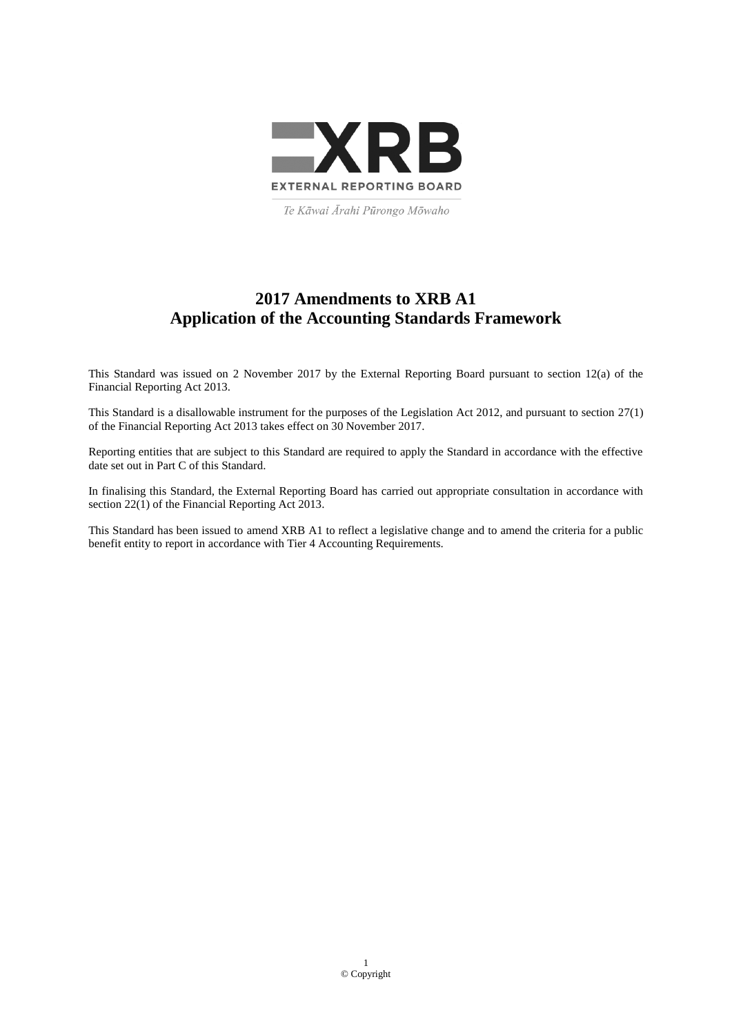EXTERNAL REPORTING BOARD

*Te Kāwai Ārahi Pūrongo Mōwaho*

# 2017 Amendments to XRB A1
# Application of the Accounting Standards Framework

This Standard was issued on 2 November 2017 by the External Reporting Board pursuant to section 12(a) of the Financial Reporting Act 2013.

This Standard is a disallowable instrument for the purposes of the Legislation Act 2012, and pursuant to section 27(1) of the Financial Reporting Act 2013 takes effect on 30 November 2017.

Reporting entities that are subject to this Standard are required to apply the Standard in accordance with the effective date set out in Part C of this Standard.

In finalising this Standard, the External Reporting Board has carried out appropriate consultation in accordance with section 22(1) of the Financial Reporting Act 2013.

This Standard has been issued to amend XRB A1 to reflect a legislative change and to amend the criteria for a public benefit entity to report in accordance with Tier 4 Accounting Requirements.

© Copyright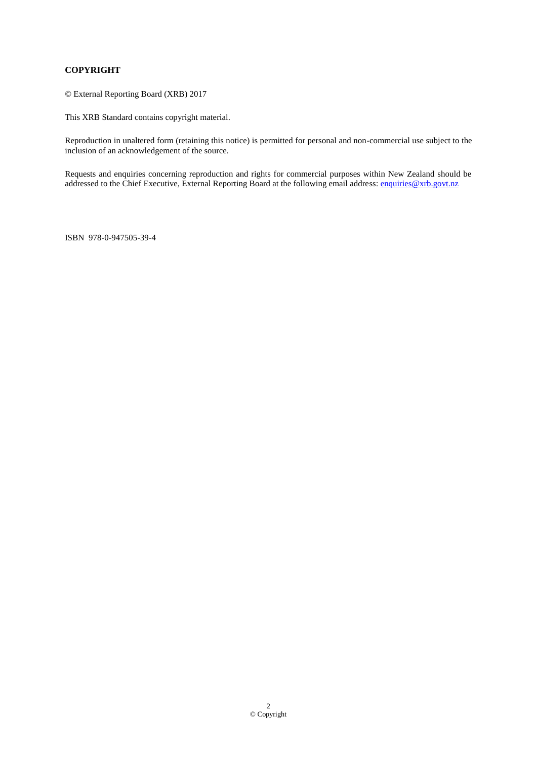**COPYRIGHT**

© External Reporting Board (XRB) 2017

This XRB Standard contains copyright material.

Reproduction in unaltered form (retaining this notice) is permitted for personal and non-commercial use subject to the inclusion of an acknowledgement of the source.

Requests and enquiries concerning reproduction and rights for commercial purposes within New Zealand should be addressed to the Chief Executive, External Reporting Board at the following email address: enquiries@xrb.govt.nz

ISBN 978-0-947505-39-4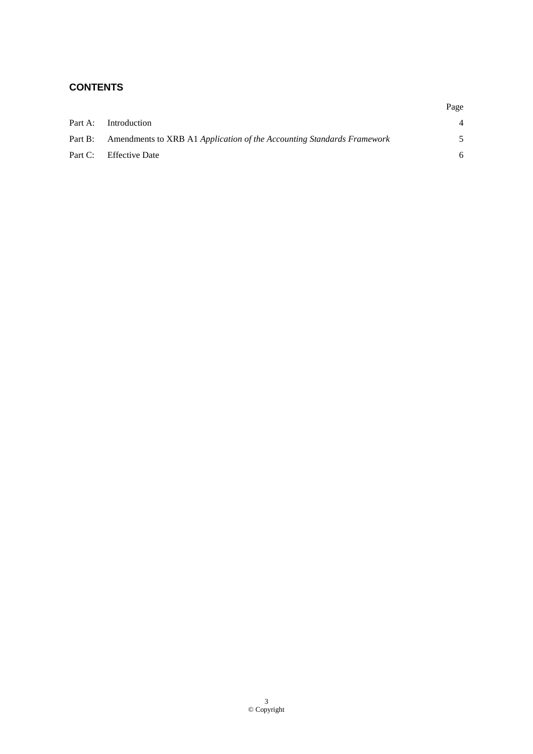## CONTENTS

| | | Page |
|---|---|---|
| Part A: | Introduction | 4 |
| Part B: | Amendments to XRB A1 *Application of the Accounting Standards Framework* | 5 |
| Part C: | Effective Date | 6 |

© Copyright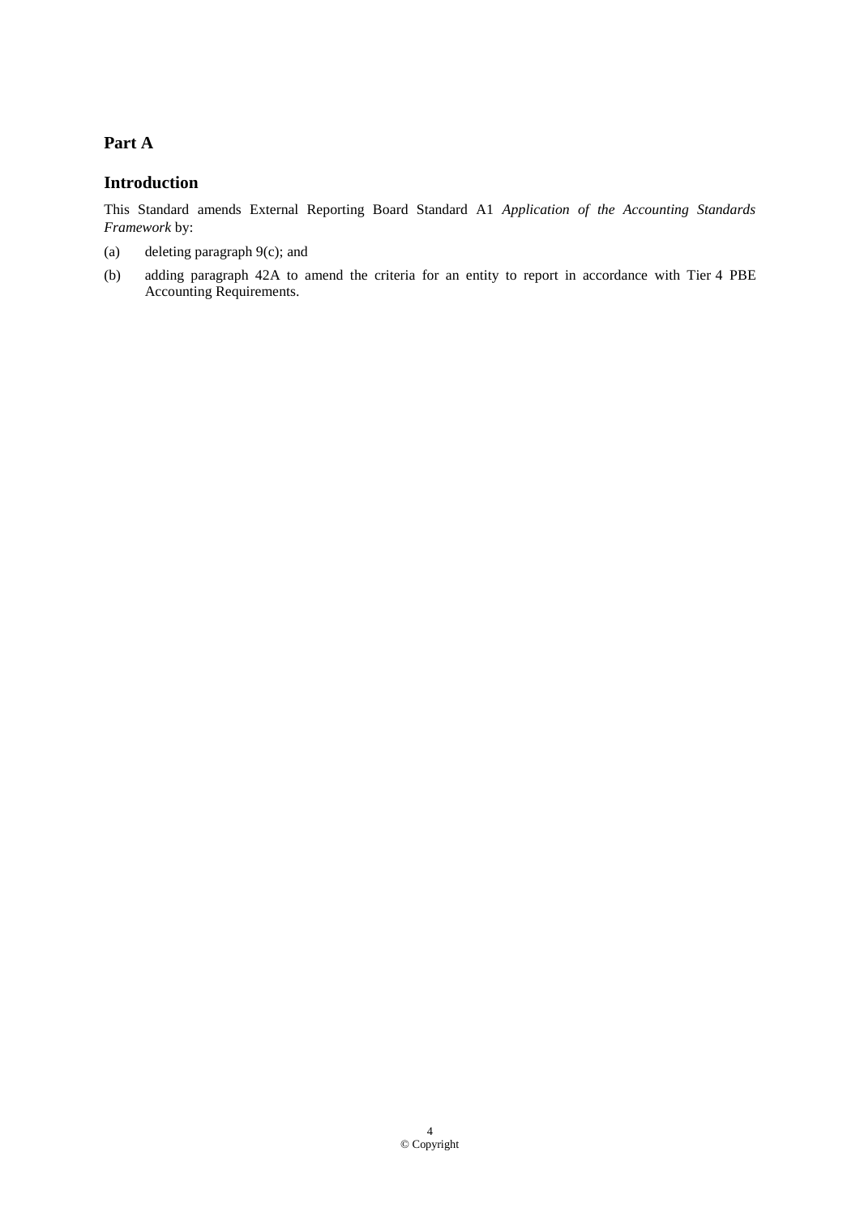## Part A

## Introduction

This Standard amends External Reporting Board Standard A1 *Application of the Accounting Standards Framework* by:

(a) deleting paragraph 9(c); and

(b) adding paragraph 42A to amend the criteria for an entity to report in accordance with Tier 4 PBE Accounting Requirements.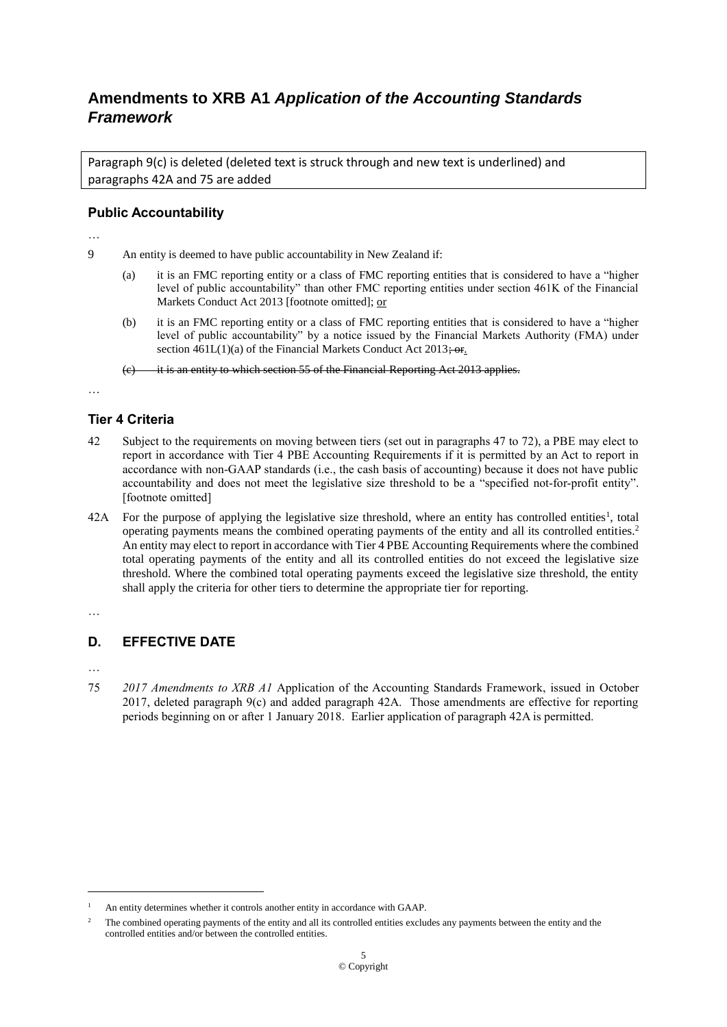# Amendments to XRB A1 *Application of the Accounting Standards Framework*

Paragraph 9(c) is deleted (deleted text is struck through and new text is underlined) and paragraphs 42A and 75 are added

## Public Accountability

…

9 An entity is deemed to have public accountability in New Zealand if:

(a) it is an FMC reporting entity or a class of FMC reporting entities that is considered to have a "higher level of public accountability" than other FMC reporting entities under section 461K of the Financial Markets Conduct Act 2013 [footnote omitted]; <u>or</u>

(b) it is an FMC reporting entity or a class of FMC reporting entities that is considered to have a "higher level of public accountability" by a notice issued by the Financial Markets Authority (FMA) under section 461L(1)(a) of the Financial Markets Conduct Act 2013~~; or~~<u>.</u>

~~(c) it is an entity to which section 55 of the Financial Reporting Act 2013 applies.~~

…

## Tier 4 Criteria

42 Subject to the requirements on moving between tiers (set out in paragraphs 47 to 72), a PBE may elect to report in accordance with Tier 4 PBE Accounting Requirements if it is permitted by an Act to report in accordance with non-GAAP standards (i.e., the cash basis of accounting) because it does not have public accountability and does not meet the legislative size threshold to be a "specified not-for-profit entity". [footnote omitted]

42A For the purpose of applying the legislative size threshold, where an entity has controlled entities[1], total operating payments means the combined operating payments of the entity and all its controlled entities.[2] An entity may elect to report in accordance with Tier 4 PBE Accounting Requirements where the combined total operating payments of the entity and all its controlled entities do not exceed the legislative size threshold. Where the combined total operating payments exceed the legislative size threshold, the entity shall apply the criteria for other tiers to determine the appropriate tier for reporting.

…

## D. EFFECTIVE DATE

…

75 *2017 Amendments to XRB A1* Application of the Accounting Standards Framework, issued in October 2017, deleted paragraph 9(c) and added paragraph 42A. Those amendments are effective for reporting periods beginning on or after 1 January 2018. Earlier application of paragraph 42A is permitted.

---

[1] An entity determines whether it controls another entity in accordance with GAAP.

[2] The combined operating payments of the entity and all its controlled entities excludes any payments between the entity and the controlled entities and/or between the controlled entities.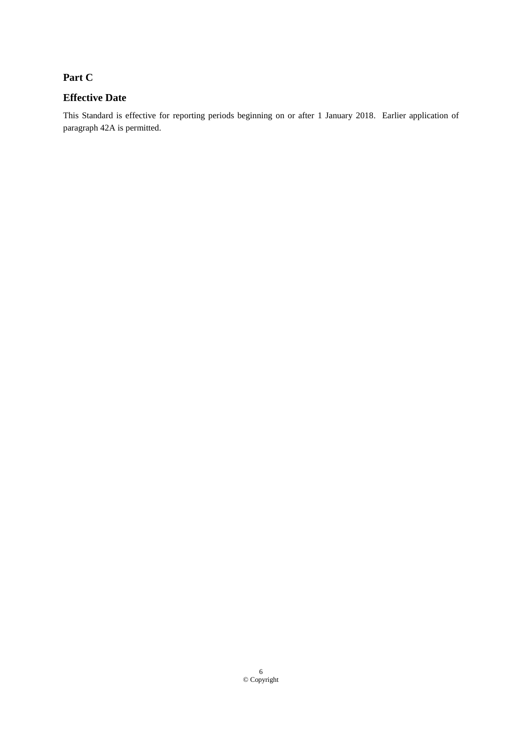## Part C

## Effective Date

This Standard is effective for reporting periods beginning on or after 1 January 2018. Earlier application of paragraph 42A is permitted.